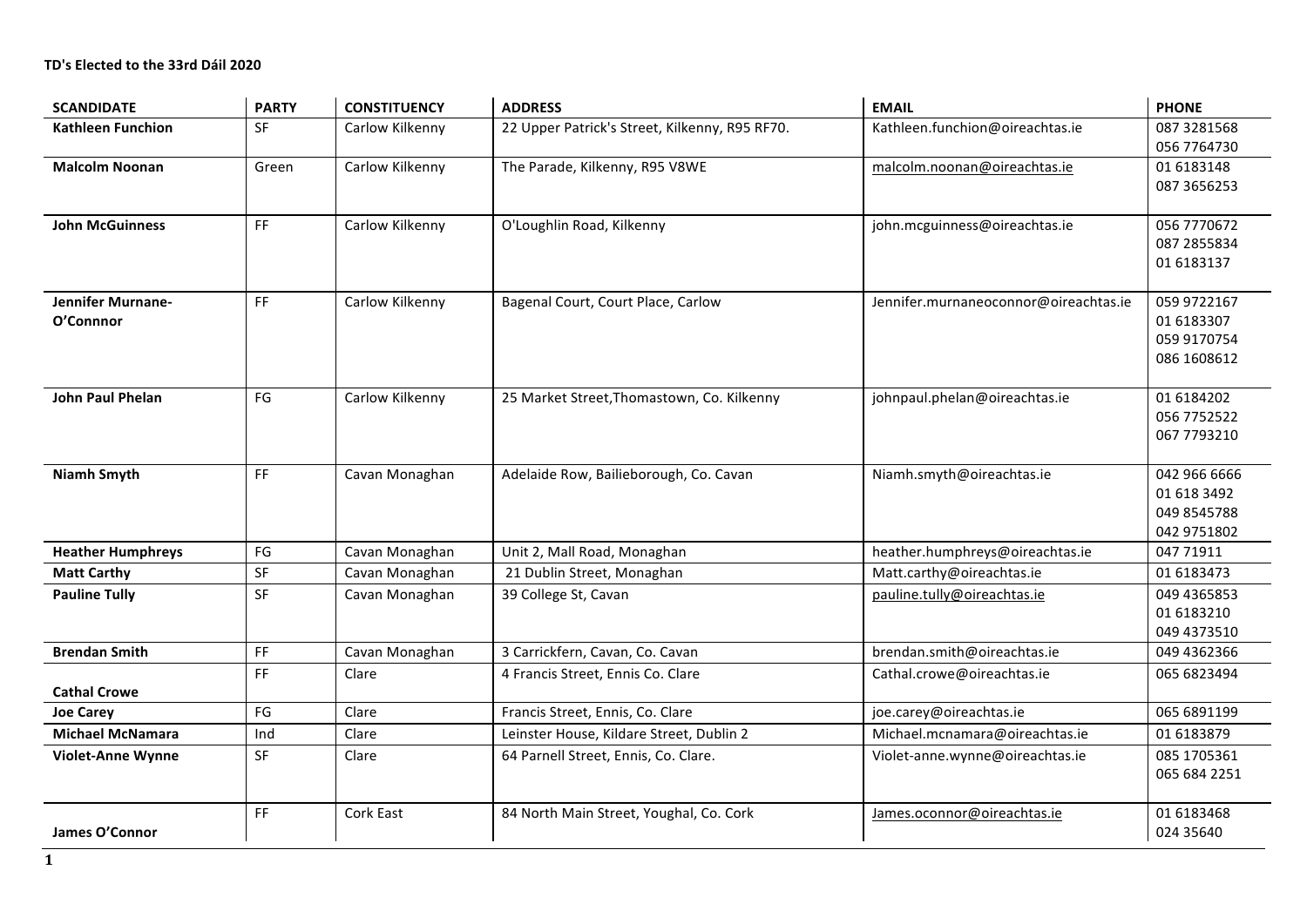**TD's Elected to the 33rd Dáil 2020**

| SCANDIDATE | PARTY | CONSTITUENCY | ADDRESS | EMAIL | PHONE |
|---|---|---|---|---|---|
| **Kathleen Funchion** | SF | Carlow Kilkenny | 22 Upper Patrick's Street, Kilkenny, R95 RF70. | Kathleen.funchion@oireachtas.ie | 087 3281568<br>056 7764730 |
| **Malcolm Noonan** | Green | Carlow Kilkenny | The Parade, Kilkenny, R95 V8WE | malcolm.noonan@oireachtas.ie | 01 6183148<br>087 3656253 |
| **John McGuinness** | FF | Carlow Kilkenny | O'Loughlin Road, Kilkenny | john.mcguinness@oireachtas.ie | 056 7770672<br>087 2855834<br>01 6183137 |
| **Jennifer Murnane-O'Connnor** | FF | Carlow Kilkenny | Bagenal Court, Court Place, Carlow | Jennifer.murnaneoconnor@oireachtas.ie | 059 9722167<br>01 6183307<br>059 9170754<br>086 1608612 |
| **John Paul Phelan** | FG | Carlow Kilkenny | 25 Market Street,Thomastown, Co. Kilkenny | johnpaul.phelan@oireachtas.ie | 01 6184202<br>056 7752522<br>067 7793210 |
| **Niamh Smyth** | FF | Cavan Monaghan | Adelaide Row, Bailieborough, Co. Cavan | Niamh.smyth@oireachtas.ie | 042 966 6666<br>01 618 3492<br>049 8545788<br>042 9751802 |
| **Heather Humphreys** | FG | Cavan Monaghan | Unit 2, Mall Road, Monaghan | heather.humphreys@oireachtas.ie | 047 71911 |
| **Matt Carthy** | SF | Cavan Monaghan | 21 Dublin Street, Monaghan | Matt.carthy@oireachtas.ie | 01 6183473 |
| **Pauline Tully** | SF | Cavan Monaghan | 39 College St, Cavan | pauline.tully@oireachtas.ie | 049 4365853<br>01 6183210<br>049 4373510 |
| **Brendan Smith** | FF | Cavan Monaghan | 3 Carrickfern, Cavan, Co. Cavan | brendan.smith@oireachtas.ie | 049 4362366 |
| **Cathal Crowe** | FF | Clare | 4 Francis Street, Ennis Co. Clare | Cathal.crowe@oireachtas.ie | 065 6823494 |
| **Joe Carey** | FG | Clare | Francis Street, Ennis, Co. Clare | joe.carey@oireachtas.ie | 065 6891199 |
| **Michael McNamara** | Ind | Clare | Leinster House, Kildare Street, Dublin 2 | Michael.mcnamara@oireachtas.ie | 01 6183879 |
| **Violet-Anne Wynne** | SF | Clare | 64 Parnell Street, Ennis, Co. Clare. | Violet-anne.wynne@oireachtas.ie | 085 1705361<br>065 684 2251 |
| **James O'Connor** | FF | Cork East | 84 North Main Street, Youghal, Co. Cork | James.oconnor@oireachtas.ie | 01 6183468<br>024 35640 |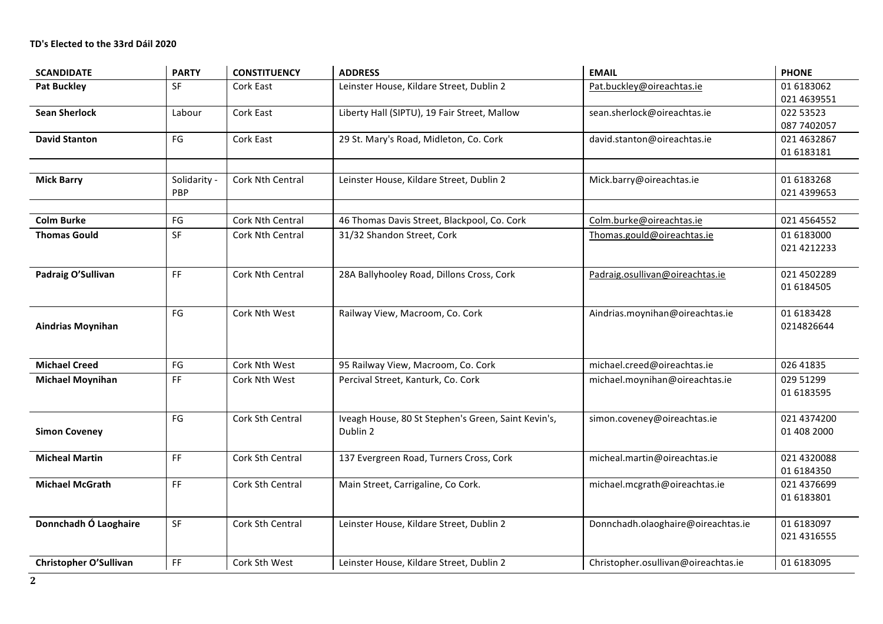**TD's Elected to the 33rd Dáil 2020**

| SCANDIDATE | PARTY | CONSTITUENCY | ADDRESS | EMAIL | PHONE |
|---|---|---|---|---|---|
| **Pat Buckley** | SF | Cork East | Leinster House, Kildare Street, Dublin 2 | Pat.buckley@oireachtas.ie | 01 6183062<br>021 4639551 |
| **Sean Sherlock** | Labour | Cork East | Liberty Hall (SIPTU), 19 Fair Street, Mallow | sean.sherlock@oireachtas.ie | 022 53523<br>087 7402057 |
| **David Stanton** | FG | Cork East | 29 St. Mary's Road, Midleton, Co. Cork | david.stanton@oireachtas.ie | 021 4632867<br>01 6183181 |
| | | | | | |
| **Mick Barry** | Solidarity - PBP | Cork Nth Central | Leinster House, Kildare Street, Dublin 2 | Mick.barry@oireachtas.ie | 01 6183268<br>021 4399653 |
| | | | | | |
| **Colm Burke** | FG | Cork Nth Central | 46 Thomas Davis Street, Blackpool, Co. Cork | Colm.burke@oireachtas.ie | 021 4564552 |
| **Thomas Gould** | SF | Cork Nth Central | 31/32 Shandon Street, Cork | Thomas.gould@oireachtas.ie | 01 6183000<br>021 4212233 |
| **Padraig O'Sullivan** | FF | Cork Nth Central | 28A Ballyhooley Road, Dillons Cross, Cork | Padraig.osullivan@oireachtas.ie | 021 4502289<br>01 6184505 |
| **Aindrias Moynihan** | FG | Cork Nth West | Railway View, Macroom, Co. Cork | Aindrias.moynihan@oireachtas.ie | 01 6183428<br>0214826644 |
| **Michael Creed** | FG | Cork Nth West | 95 Railway View, Macroom, Co. Cork | michael.creed@oireachtas.ie | 026 41835 |
| **Michael Moynihan** | FF | Cork Nth West | Percival Street, Kanturk, Co. Cork | michael.moynihan@oireachtas.ie | 029 51299<br>01 6183595 |
| **Simon Coveney** | FG | Cork Sth Central | Iveagh House, 80 St Stephen's Green, Saint Kevin's, Dublin 2 | simon.coveney@oireachtas.ie | 021 4374200<br>01 408 2000 |
| **Micheal Martin** | FF | Cork Sth Central | 137 Evergreen Road, Turners Cross, Cork | micheal.martin@oireachtas.ie | 021 4320088<br>01 6184350 |
| **Michael McGrath** | FF | Cork Sth Central | Main Street, Carrigaline, Co Cork. | michael.mcgrath@oireachtas.ie | 021 4376699<br>01 6183801 |
| **Donnchadh Ó Laoghaire** | SF | Cork Sth Central | Leinster House, Kildare Street, Dublin 2 | Donnchadh.olaoghaire@oireachtas.ie | 01 6183097<br>021 4316555 |
| **Christopher O'Sullivan** | FF | Cork Sth West | Leinster House, Kildare Street, Dublin 2 | Christopher.osullivan@oireachtas.ie | 01 6183095 |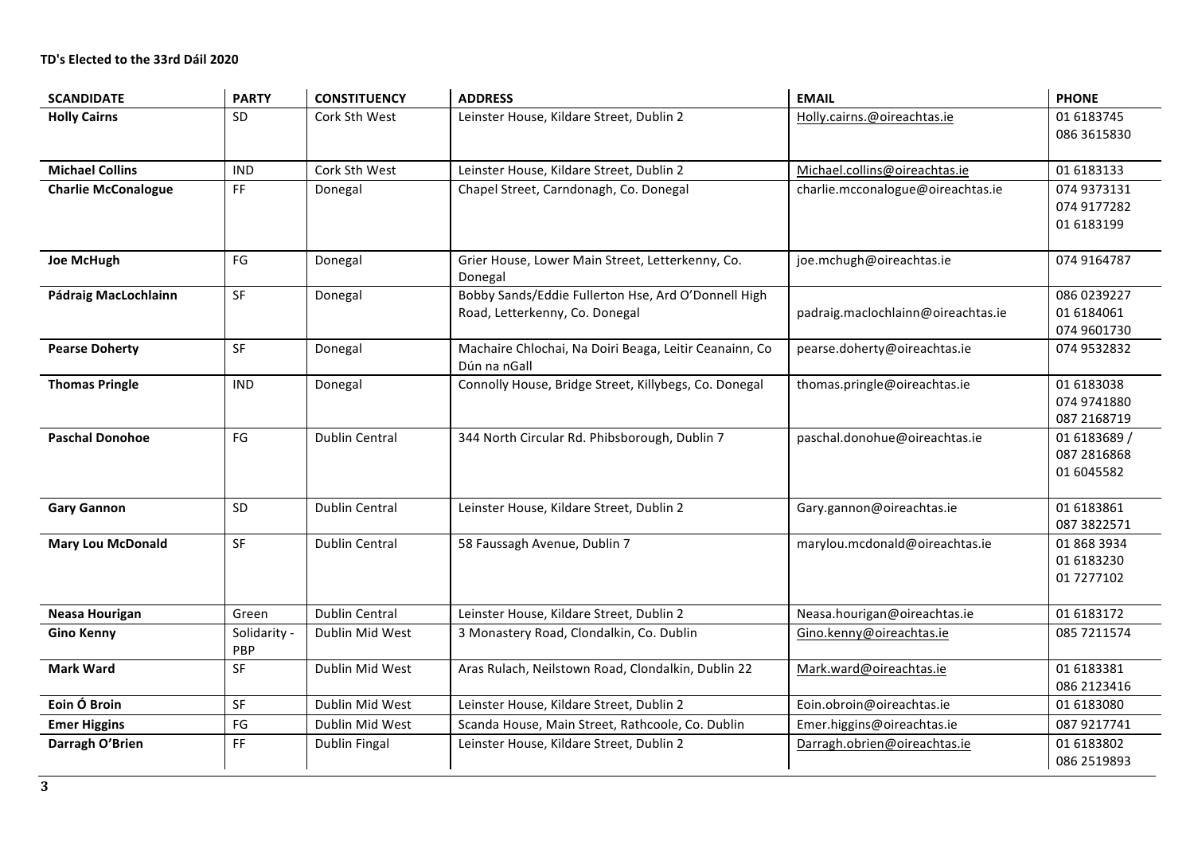**TD's Elected to the 33rd Dáil 2020**

| SCANDIDATE | PARTY | CONSTITUENCY | ADDRESS | EMAIL | PHONE |
|---|---|---|---|---|---|
| **Holly Cairns** | SD | Cork Sth West | Leinster House, Kildare Street, Dublin 2 | Holly.cairns@oireachtas.ie | 01 6183745<br>086 3615830 |
| **Michael Collins** | IND | Cork Sth West | Leinster House, Kildare Street, Dublin 2 | Michael.collins@oireachtas.ie | 01 6183133 |
| **Charlie McConalogue** | FF | Donegal | Chapel Street, Carndonagh, Co. Donegal | charlie.mcconalogue@oireachtas.ie | 074 9373131<br>074 9177282<br>01 6183199 |
| **Joe McHugh** | FG | Donegal | Grier House, Lower Main Street, Letterkenny, Co. Donegal | joe.mchugh@oireachtas.ie | 074 9164787 |
| **Pádraig MacLochlainn** | SF | Donegal | Bobby Sands/Eddie Fullerton Hse, Ard O'Donnell High Road, Letterkenny, Co. Donegal | padraig.maclochlainn@oireachtas.ie | 086 0239227<br>01 6184061<br>074 9601730 |
| **Pearse Doherty** | SF | Donegal | Machaire Chlochai, Na Doiri Beaga, Leitir Ceanainn, Co Dún na nGall | pearse.doherty@oireachtas.ie | 074 9532832 |
| **Thomas Pringle** | IND | Donegal | Connolly House, Bridge Street, Killybegs, Co. Donegal | thomas.pringle@oireachtas.ie | 01 6183038<br>074 9741880<br>087 2168719 |
| **Paschal Donohoe** | FG | Dublin Central | 344 North Circular Rd. Phibsborough, Dublin 7 | paschal.donohue@oireachtas.ie | 01 6183689 /<br>087 2816868<br>01 6045582 |
| **Gary Gannon** | SD | Dublin Central | Leinster House, Kildare Street, Dublin 2 | Gary.gannon@oireachtas.ie | 01 6183861<br>087 3822571 |
| **Mary Lou McDonald** | SF | Dublin Central | 58 Faussagh Avenue, Dublin 7 | marylou.mcdonald@oireachtas.ie | 01 868 3934<br>01 6183230<br>01 7277102 |
| **Neasa Hourigan** | Green | Dublin Central | Leinster House, Kildare Street, Dublin 2 | Neasa.hourigan@oireachtas.ie | 01 6183172 |
| **Gino Kenny** | Solidarity - PBP | Dublin Mid West | 3 Monastery Road, Clondalkin, Co. Dublin | Gino.kenny@oireachtas.ie | 085 7211574 |
| **Mark Ward** | SF | Dublin Mid West | Aras Rulach, Neilstown Road, Clondalkin, Dublin 22 | Mark.ward@oireachtas.ie | 01 6183381<br>086 2123416 |
| **Eoin Ó Broin** | SF | Dublin Mid West | Leinster House, Kildare Street, Dublin 2 | Eoin.obroin@oireachtas.ie | 01 6183080 |
| **Emer Higgins** | FG | Dublin Mid West | Scanda House, Main Street, Rathcoole, Co. Dublin | Emer.higgins@oireachtas.ie | 087 9217741 |
| **Darragh O'Brien** | FF | Dublin Fingal | Leinster House, Kildare Street, Dublin 2 | Darragh.obrien@oireachtas.ie | 01 6183802<br>086 2519893 |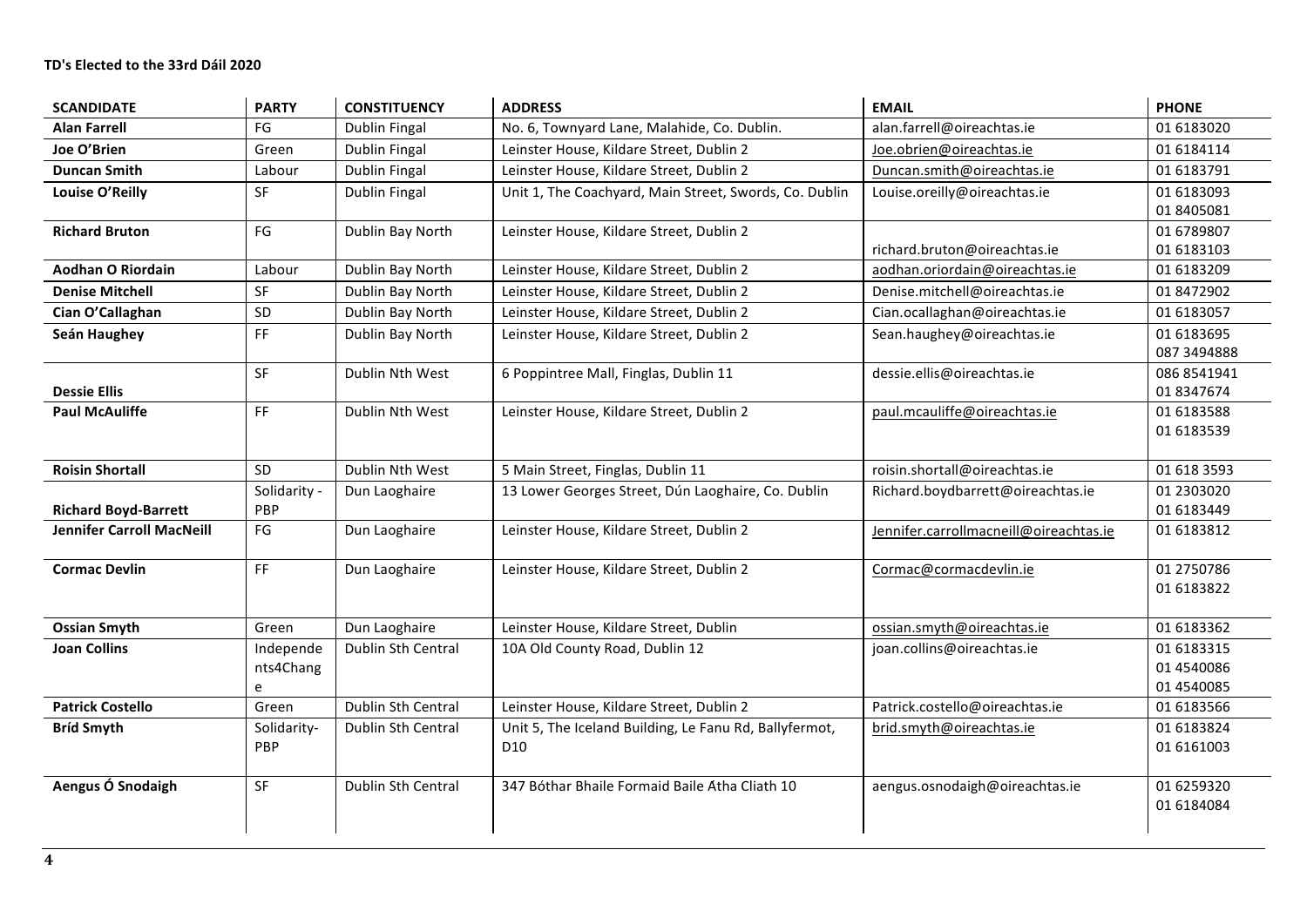**TD's Elected to the 33rd Dáil 2020**

| SCANDIDATE | PARTY | CONSTITUENCY | ADDRESS | EMAIL | PHONE |
|---|---|---|---|---|---|
| **Alan Farrell** | FG | Dublin Fingal | No. 6, Townyard Lane, Malahide, Co. Dublin. | alan.farrell@oireachtas.ie | 01 6183020 |
| **Joe O'Brien** | Green | Dublin Fingal | Leinster House, Kildare Street, Dublin 2 | Joe.obrien@oireachtas.ie | 01 6184114 |
| **Duncan Smith** | Labour | Dublin Fingal | Leinster House, Kildare Street, Dublin 2 | Duncan.smith@oireachtas.ie | 01 6183791 |
| **Louise O'Reilly** | SF | Dublin Fingal | Unit 1, The Coachyard, Main Street, Swords, Co. Dublin | Louise.oreilly@oireachtas.ie | 01 6183093<br>01 8405081 |
| **Richard Bruton** | FG | Dublin Bay North | Leinster House, Kildare Street, Dublin 2 | richard.bruton@oireachtas.ie | 01 6789807<br>01 6183103 |
| **Aodhan O Riordain** | Labour | Dublin Bay North | Leinster House, Kildare Street, Dublin 2 | aodhan.oriordain@oireachtas.ie | 01 6183209 |
| **Denise Mitchell** | SF | Dublin Bay North | Leinster House, Kildare Street, Dublin 2 | Denise.mitchell@oireachtas.ie | 01 8472902 |
| **Cian O'Callaghan** | SD | Dublin Bay North | Leinster House, Kildare Street, Dublin 2 | Cian.ocallaghan@oireachtas.ie | 01 6183057 |
| **Seán Haughey** | FF | Dublin Bay North | Leinster House, Kildare Street, Dublin 2 | Sean.haughey@oireachtas.ie | 01 6183695<br>087 3494888 |
| **Dessie Ellis** | SF | Dublin Nth West | 6 Poppintree Mall, Finglas, Dublin 11 | dessie.ellis@oireachtas.ie | 086 8541941<br>01 8347674 |
| **Paul McAuliffe** | FF | Dublin Nth West | Leinster House, Kildare Street, Dublin 2 | paul.mcauliffe@oireachtas.ie | 01 6183588<br>01 6183539 |
| **Roisin Shortall** | SD | Dublin Nth West | 5 Main Street, Finglas, Dublin 11 | roisin.shortall@oireachtas.ie | 01 618 3593 |
| **Richard Boyd-Barrett** | Solidarity - PBP | Dun Laoghaire | 13 Lower Georges Street, Dún Laoghaire, Co. Dublin | Richard.boydbarrett@oireachtas.ie | 01 2303020<br>01 6183449 |
| **Jennifer Carroll MacNeill** | FG | Dun Laoghaire | Leinster House, Kildare Street, Dublin 2 | Jennifer.carrollmacneill@oireachtas.ie | 01 6183812 |
| **Cormac Devlin** | FF | Dun Laoghaire | Leinster House, Kildare Street, Dublin 2 | Cormac@cormacdevlin.ie | 01 2750786<br>01 6183822 |
| **Ossian Smyth** | Green | Dun Laoghaire | Leinster House, Kildare Street, Dublin | ossian.smyth@oireachtas.ie | 01 6183362 |
| **Joan Collins** | Independents4Change | Dublin Sth Central | 10A Old County Road, Dublin 12 | joan.collins@oireachtas.ie | 01 6183315<br>01 4540086<br>01 4540085 |
| **Patrick Costello** | Green | Dublin Sth Central | Leinster House, Kildare Street, Dublin 2 | Patrick.costello@oireachtas.ie | 01 6183566 |
| **Bríd Smyth** | Solidarity-PBP | Dublin Sth Central | Unit 5, The Iceland Building, Le Fanu Rd, Ballyfermot, D10 | brid.smyth@oireachtas.ie | 01 6183824<br>01 6161003 |
| **Aengus Ó Snodaigh** | SF | Dublin Sth Central | 347 Bóthar Bhaile Formaid Baile Átha Cliath 10 | aengus.osnodaigh@oireachtas.ie | 01 6259320<br>01 6184084 |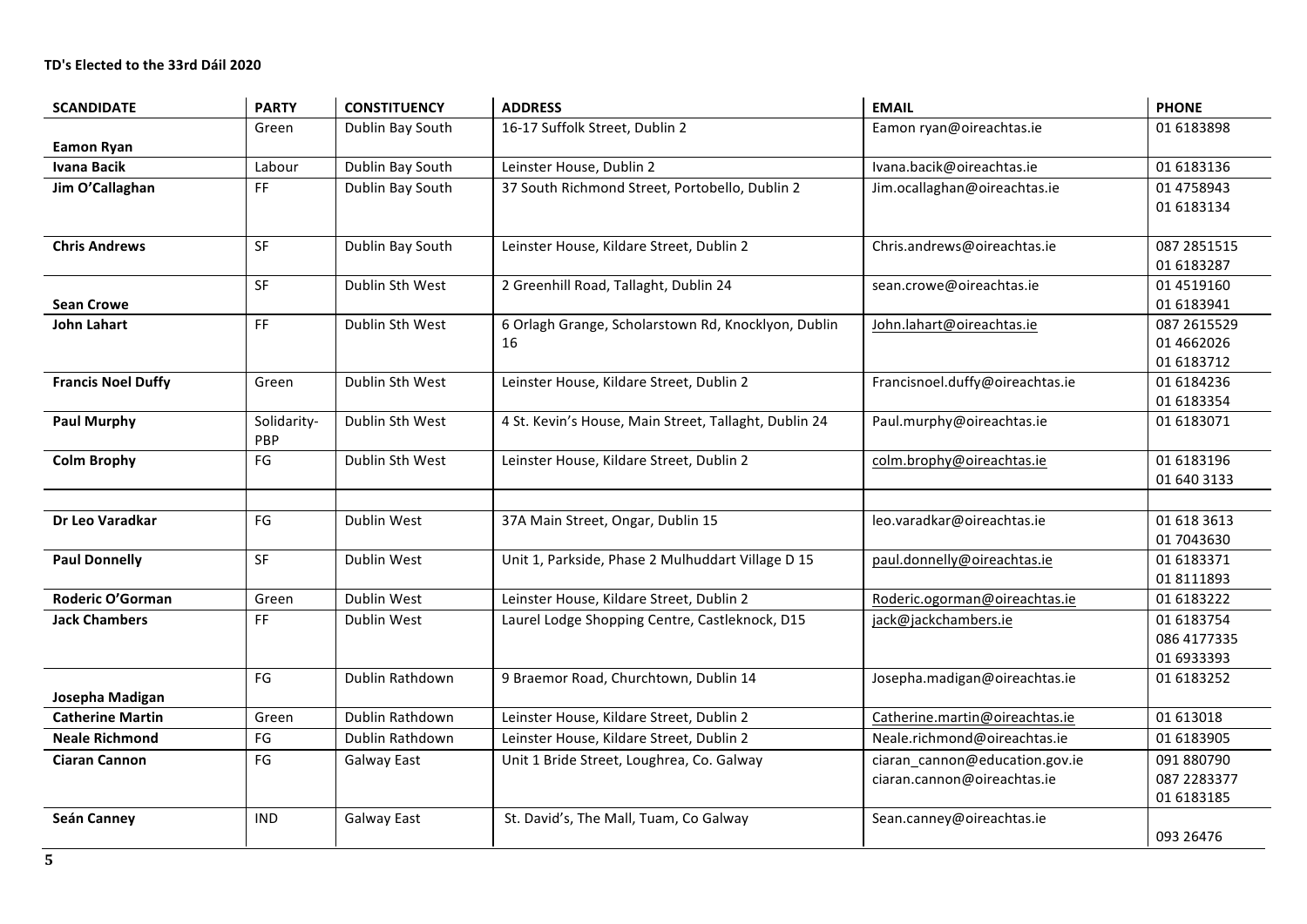**TD's Elected to the 33rd Dáil 2020**

| SCANDIDATE | PARTY | CONSTITUENCY | ADDRESS | EMAIL | PHONE |
|---|---|---|---|---|---|
| **Eamon Ryan** | Green | Dublin Bay South | 16-17 Suffolk Street, Dublin 2 | Eamon ryan@oireachtas.ie | 01 6183898 |
| **Ivana Bacik** | Labour | Dublin Bay South | Leinster House, Dublin 2 | Ivana.bacik@oireachtas.ie | 01 6183136 |
| **Jim O'Callaghan** | FF | Dublin Bay South | 37 South Richmond Street, Portobello, Dublin 2 | Jim.ocallaghan@oireachtas.ie | 01 4758943<br>01 6183134 |
| **Chris Andrews** | SF | Dublin Bay South | Leinster House, Kildare Street, Dublin 2 | Chris.andrews@oireachtas.ie | 087 2851515<br>01 6183287 |
| **Sean Crowe** | SF | Dublin Sth West | 2 Greenhill Road, Tallaght, Dublin 24 | sean.crowe@oireachtas.ie | 01 4519160<br>01 6183941 |
| **John Lahart** | FF | Dublin Sth West | 6 Orlagh Grange, Scholarstown Rd, Knocklyon, Dublin 16 | John.lahart@oireachtas.ie | 087 2615529<br>01 4662026<br>01 6183712 |
| **Francis Noel Duffy** | Green | Dublin Sth West | Leinster House, Kildare Street, Dublin 2 | Francisnoel.duffy@oireachtas.ie | 01 6184236<br>01 6183354 |
| **Paul Murphy** | Solidarity-PBP | Dublin Sth West | 4 St. Kevin's House, Main Street, Tallaght, Dublin 24 | Paul.murphy@oireachtas.ie | 01 6183071 |
| **Colm Brophy** | FG | Dublin Sth West | Leinster House, Kildare Street, Dublin 2 | colm.brophy@oireachtas.ie | 01 6183196<br>01 640 3133 |
| | | | | | |
| **Dr Leo Varadkar** | FG | Dublin West | 37A Main Street, Ongar, Dublin 15 | leo.varadkar@oireachtas.ie | 01 618 3613<br>01 7043630 |
| **Paul Donnelly** | SF | Dublin West | Unit 1, Parkside, Phase 2 Mulhuddart Village D 15 | paul.donnelly@oireachtas.ie | 01 6183371<br>01 8111893 |
| **Roderic O'Gorman** | Green | Dublin West | Leinster House, Kildare Street, Dublin 2 | Roderic.ogorman@oireachtas.ie | 01 6183222 |
| **Jack Chambers** | FF | Dublin West | Laurel Lodge Shopping Centre, Castleknock, D15 | jack@jackchambers.ie | 01 6183754<br>086 4177335<br>01 6933393 |
| **Josepha Madigan** | FG | Dublin Rathdown | 9 Braemor Road, Churchtown, Dublin 14 | Josepha.madigan@oireachtas.ie | 01 6183252 |
| **Catherine Martin** | Green | Dublin Rathdown | Leinster House, Kildare Street, Dublin 2 | Catherine.martin@oireachtas.ie | 01 613018 |
| **Neale Richmond** | FG | Dublin Rathdown | Leinster House, Kildare Street, Dublin 2 | Neale.richmond@oireachtas.ie | 01 6183905 |
| **Ciaran Cannon** | FG | Galway East | Unit 1 Bride Street, Loughrea, Co. Galway | ciaran_cannon@education.gov.ie<br>ciaran.cannon@oireachtas.ie | 091 880790<br>087 2283377<br>01 6183185 |
| **Seán Canney** | IND | Galway East | St. David's, The Mall, Tuam, Co Galway | Sean.canney@oireachtas.ie | 093 26476 |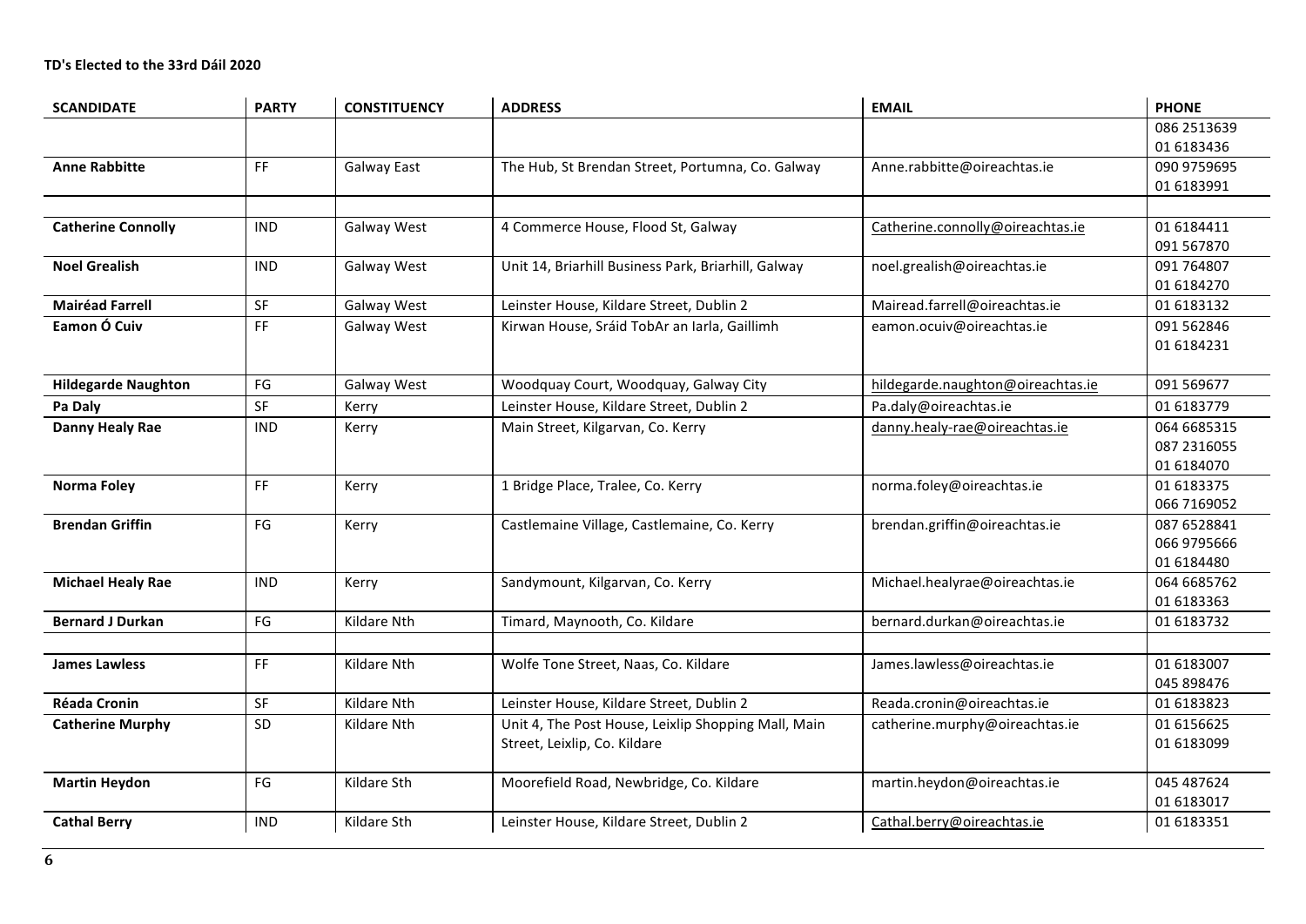**TD's Elected to the 33rd Dáil 2020**

| SCANDIDATE | PARTY | CONSTITUENCY | ADDRESS | EMAIL | PHONE |
|---|---|---|---|---|---|
| | | | | | 086 2513639<br>01 6183436 |
| **Anne Rabbitte** | FF | Galway East | The Hub, St Brendan Street, Portumna, Co. Galway | Anne.rabbitte@oireachtas.ie | 090 9759695<br>01 6183991 |
| | | | | | |
| **Catherine Connolly** | IND | Galway West | 4 Commerce House, Flood St, Galway | Catherine.connolly@oireachtas.ie | 01 6184411<br>091 567870 |
| **Noel Grealish** | IND | Galway West | Unit 14, Briarhill Business Park, Briarhill, Galway | noel.grealish@oireachtas.ie | 091 764807<br>01 6184270 |
| **Mairéad Farrell** | SF | Galway West | Leinster House, Kildare Street, Dublin 2 | Mairead.farrell@oireachtas.ie | 01 6183132 |
| **Eamon Ó Cuiv** | FF | Galway West | Kirwan House, Sráid TobAr an Iarla, Gaillimh | eamon.ocuiv@oireachtas.ie | 091 562846<br>01 6184231 |
| **Hildegarde Naughton** | FG | Galway West | Woodquay Court, Woodquay, Galway City | hildegarde.naughton@oireachtas.ie | 091 569677 |
| **Pa Daly** | SF | Kerry | Leinster House, Kildare Street, Dublin 2 | Pa.daly@oireachtas.ie | 01 6183779 |
| **Danny Healy Rae** | IND | Kerry | Main Street, Kilgarvan, Co. Kerry | danny.healy-rae@oireachtas.ie | 064 6685315<br>087 2316055<br>01 6184070 |
| **Norma Foley** | FF | Kerry | 1 Bridge Place, Tralee, Co. Kerry | norma.foley@oireachtas.ie | 01 6183375<br>066 7169052 |
| **Brendan Griffin** | FG | Kerry | Castlemaine Village, Castlemaine, Co. Kerry | brendan.griffin@oireachtas.ie | 087 6528841<br>066 9795666<br>01 6184480 |
| **Michael Healy Rae** | IND | Kerry | Sandymount, Kilgarvan, Co. Kerry | Michael.healyrae@oireachtas.ie | 064 6685762<br>01 6183363 |
| **Bernard J Durkan** | FG | Kildare Nth | Timard, Maynooth, Co. Kildare | bernard.durkan@oireachtas.ie | 01 6183732 |
| | | | | | |
| **James Lawless** | FF | Kildare Nth | Wolfe Tone Street, Naas, Co. Kildare | James.lawless@oireachtas.ie | 01 6183007<br>045 898476 |
| **Réada Cronin** | SF | Kildare Nth | Leinster House, Kildare Street, Dublin 2 | Reada.cronin@oireachtas.ie | 01 6183823 |
| **Catherine Murphy** | SD | Kildare Nth | Unit 4, The Post House, Leixlip Shopping Mall, Main Street, Leixlip, Co. Kildare | catherine.murphy@oireachtas.ie | 01 6156625<br>01 6183099 |
| **Martin Heydon** | FG | Kildare Sth | Moorefield Road, Newbridge, Co. Kildare | martin.heydon@oireachtas.ie | 045 487624<br>01 6183017 |
| **Cathal Berry** | IND | Kildare Sth | Leinster House, Kildare Street, Dublin 2 | Cathal.berry@oireachtas.ie | 01 6183351 |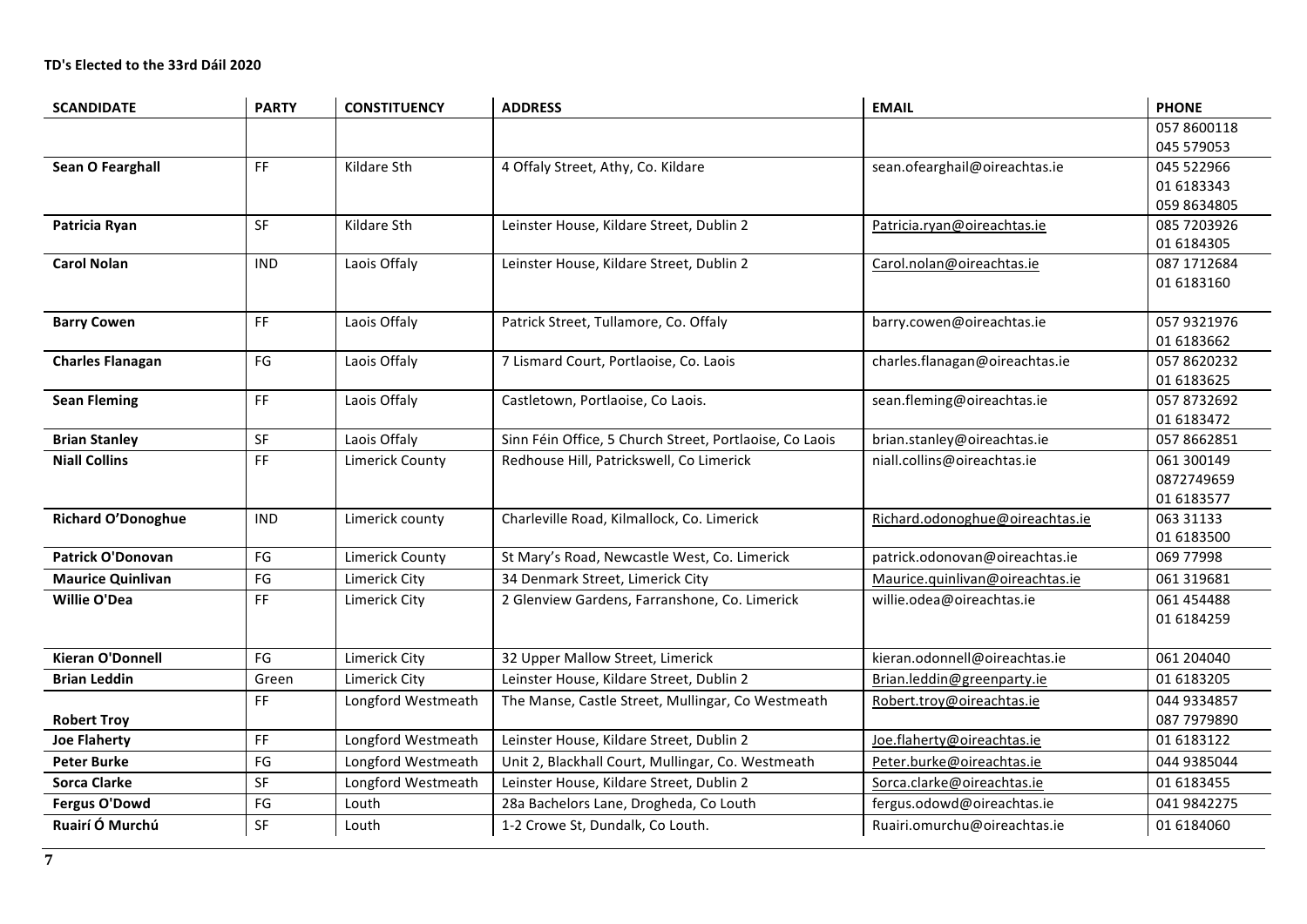**TD's Elected to the 33rd Dáil 2020**

| SCANDIDATE | PARTY | CONSTITUENCY | ADDRESS | EMAIL | PHONE |
|---|---|---|---|---|---|
| | | | | | 057 8600118 045 579053 |
| **Sean O Fearghall** | FF | Kildare Sth | 4 Offaly Street, Athy, Co. Kildare | sean.ofearghail@oireachtas.ie | 045 522966 01 6183343 059 8634805 |
| **Patricia Ryan** | SF | Kildare Sth | Leinster House, Kildare Street, Dublin 2 | Patricia.ryan@oireachtas.ie | 085 7203926 01 6184305 |
| **Carol Nolan** | IND | Laois Offaly | Leinster House, Kildare Street, Dublin 2 | Carol.nolan@oireachtas.ie | 087 1712684 01 6183160 |
| **Barry Cowen** | FF | Laois Offaly | Patrick Street, Tullamore, Co. Offaly | barry.cowen@oireachtas.ie | 057 9321976 01 6183662 |
| **Charles Flanagan** | FG | Laois Offaly | 7 Lismard Court, Portlaoise, Co. Laois | charles.flanagan@oireachtas.ie | 057 8620232 01 6183625 |
| **Sean Fleming** | FF | Laois Offaly | Castletown, Portlaoise, Co Laois. | sean.fleming@oireachtas.ie | 057 8732692 01 6183472 |
| **Brian Stanley** | SF | Laois Offaly | Sinn Féin Office, 5 Church Street, Portlaoise, Co Laois | brian.stanley@oireachtas.ie | 057 8662851 |
| **Niall Collins** | FF | Limerick County | Redhouse Hill, Patrickswell, Co Limerick | niall.collins@oireachtas.ie | 061 300149 0872749659 01 6183577 |
| **Richard O'Donoghue** | IND | Limerick county | Charleville Road, Kilmallock, Co. Limerick | Richard.odonoghue@oireachtas.ie | 063 31133 01 6183500 |
| **Patrick O'Donovan** | FG | Limerick County | St Mary's Road, Newcastle West, Co. Limerick | patrick.odonovan@oireachtas.ie | 069 77998 |
| **Maurice Quinlivan** | FG | Limerick City | 34 Denmark Street, Limerick City | Maurice.quinlivan@oireachtas.ie | 061 319681 |
| **Willie O'Dea** | FF | Limerick City | 2 Glenview Gardens, Farranshone, Co. Limerick | willie.odea@oireachtas.ie | 061 454488 01 6184259 |
| **Kieran O'Donnell** | FG | Limerick City | 32 Upper Mallow Street, Limerick | kieran.odonnell@oireachtas.ie | 061 204040 |
| **Brian Leddin** | Green | Limerick City | Leinster House, Kildare Street, Dublin 2 | Brian.leddin@greenparty.ie | 01 6183205 |
| **Robert Troy** | FF | Longford Westmeath | The Manse, Castle Street, Mullingar, Co Westmeath | Robert.troy@oireachtas.ie | 044 9334857 087 7979890 |
| **Joe Flaherty** | FF | Longford Westmeath | Leinster House, Kildare Street, Dublin 2 | Joe.flaherty@oireachtas.ie | 01 6183122 |
| **Peter Burke** | FG | Longford Westmeath | Unit 2, Blackhall Court, Mullingar, Co. Westmeath | Peter.burke@oireachtas.ie | 044 9385044 |
| **Sorca Clarke** | SF | Longford Westmeath | Leinster House, Kildare Street, Dublin 2 | Sorca.clarke@oireachtas.ie | 01 6183455 |
| **Fergus O'Dowd** | FG | Louth | 28a Bachelors Lane, Drogheda, Co Louth | fergus.odowd@oireachtas.ie | 041 9842275 |
| **Ruairí Ó Murchú** | SF | Louth | 1-2 Crowe St, Dundalk, Co Louth. | Ruairi.omurchu@oireachtas.ie | 01 6184060 |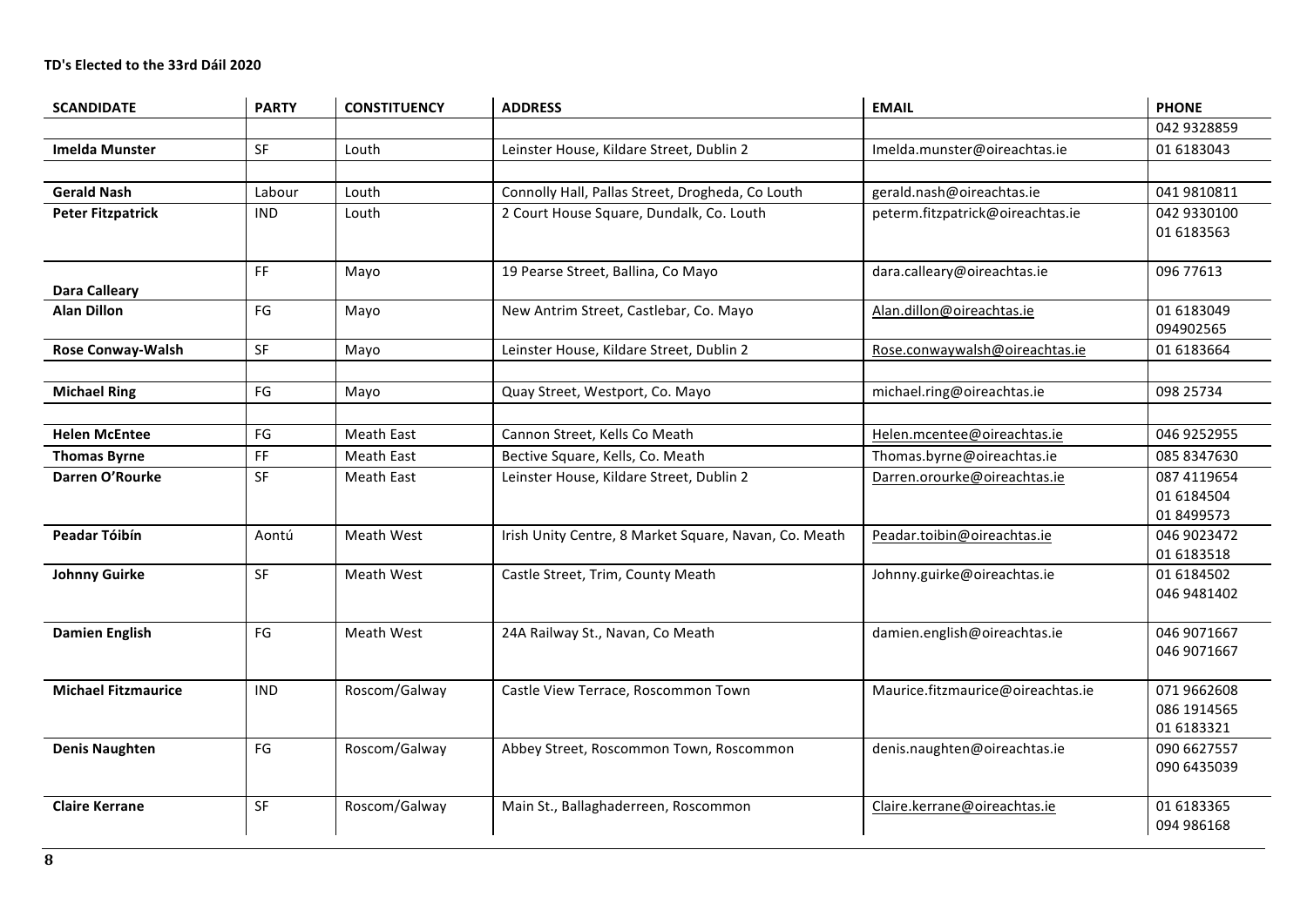**TD's Elected to the 33rd Dáil 2020**

| SCANDIDATE | PARTY | CONSTITUENCY | ADDRESS | EMAIL | PHONE |
|---|---|---|---|---|---|
| | | | | | 042 9328859 |
| **Imelda Munster** | SF | Louth | Leinster House, Kildare Street, Dublin 2 | Imelda.munster@oireachtas.ie | 01 6183043 |
| | | | | | |
| **Gerald Nash** | Labour | Louth | Connolly Hall, Pallas Street, Drogheda, Co Louth | gerald.nash@oireachtas.ie | 041 9810811 |
| **Peter Fitzpatrick** | IND | Louth | 2 Court House Square, Dundalk, Co. Louth | peterm.fitzpatrick@oireachtas.ie | 042 9330100<br>01 6183563 |
| **Dara Calleary** | FF | Mayo | 19 Pearse Street, Ballina, Co Mayo | dara.calleary@oireachtas.ie | 096 77613 |
| **Alan Dillon** | FG | Mayo | New Antrim Street, Castlebar, Co. Mayo | Alan.dillon@oireachtas.ie | 01 6183049<br>094902565 |
| **Rose Conway-Walsh** | SF | Mayo | Leinster House, Kildare Street, Dublin 2 | Rose.conwaywalsh@oireachtas.ie | 01 6183664 |
| | | | | | |
| **Michael Ring** | FG | Mayo | Quay Street, Westport, Co. Mayo | michael.ring@oireachtas.ie | 098 25734 |
| | | | | | |
| **Helen McEntee** | FG | Meath East | Cannon Street, Kells Co Meath | Helen.mcentee@oireachtas.ie | 046 9252955 |
| **Thomas Byrne** | FF | Meath East | Bective Square, Kells, Co. Meath | Thomas.byrne@oireachtas.ie | 085 8347630 |
| **Darren O'Rourke** | SF | Meath East | Leinster House, Kildare Street, Dublin 2 | Darren.orourke@oireachtas.ie | 087 4119654<br>01 6184504<br>01 8499573 |
| **Peadar Tóibín** | Aontú | Meath West | Irish Unity Centre, 8 Market Square, Navan, Co. Meath | Peadar.toibin@oireachtas.ie | 046 9023472<br>01 6183518 |
| **Johnny Guirke** | SF | Meath West | Castle Street, Trim, County Meath | Johnny.guirke@oireachtas.ie | 01 6184502<br>046 9481402 |
| **Damien English** | FG | Meath West | 24A Railway St., Navan, Co Meath | damien.english@oireachtas.ie | 046 9071667<br>046 9071667 |
| **Michael Fitzmaurice** | IND | Roscom/Galway | Castle View Terrace, Roscommon Town | Maurice.fitzmaurice@oireachtas.ie | 071 9662608<br>086 1914565<br>01 6183321 |
| **Denis Naughten** | FG | Roscom/Galway | Abbey Street, Roscommon Town, Roscommon | denis.naughten@oireachtas.ie | 090 6627557<br>090 6435039 |
| **Claire Kerrane** | SF | Roscom/Galway | Main St., Ballaghaderreen, Roscommon | Claire.kerrane@oireachtas.ie | 01 6183365<br>094 986168 |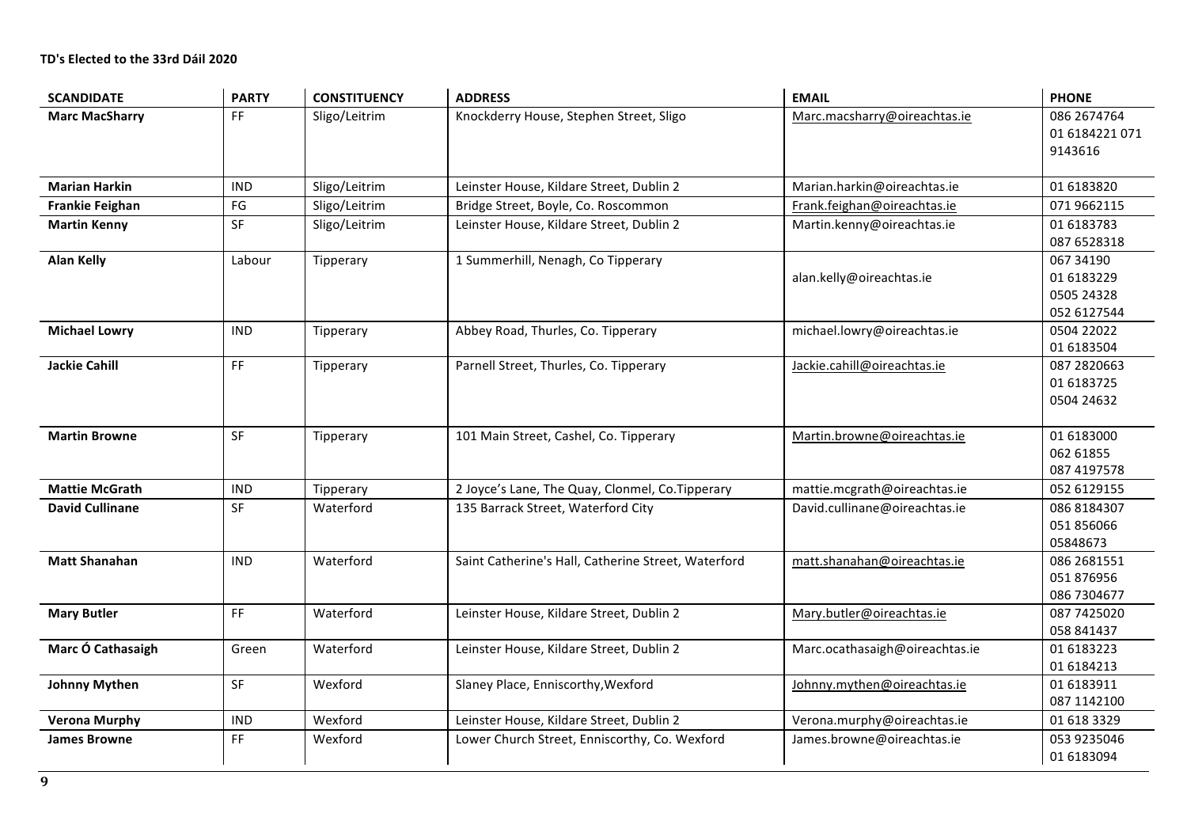**TD's Elected to the 33rd Dáil 2020**

| SCANDIDATE | PARTY | CONSTITUENCY | ADDRESS | EMAIL | PHONE |
|---|---|---|---|---|---|
| **Marc MacSharry** | FF | Sligo/Leitrim | Knockderry House, Stephen Street, Sligo | Marc.macsharry@oireachtas.ie | 086 2674764<br>01 6184221 071 9143616 |
| **Marian Harkin** | IND | Sligo/Leitrim | Leinster House, Kildare Street, Dublin 2 | Marian.harkin@oireachtas.ie | 01 6183820 |
| **Frankie Feighan** | FG | Sligo/Leitrim | Bridge Street, Boyle, Co. Roscommon | Frank.feighan@oireachtas.ie | 071 9662115 |
| **Martin Kenny** | SF | Sligo/Leitrim | Leinster House, Kildare Street, Dublin 2 | Martin.kenny@oireachtas.ie | 01 6183783<br>087 6528318 |
| **Alan Kelly** | Labour | Tipperary | 1 Summerhill, Nenagh, Co Tipperary | alan.kelly@oireachtas.ie | 067 34190<br>01 6183229<br>0505 24328<br>052 6127544 |
| **Michael Lowry** | IND | Tipperary | Abbey Road, Thurles, Co. Tipperary | michael.lowry@oireachtas.ie | 0504 22022<br>01 6183504 |
| **Jackie Cahill** | FF | Tipperary | Parnell Street, Thurles, Co. Tipperary | Jackie.cahill@oireachtas.ie | 087 2820663<br>01 6183725<br>0504 24632 |
| **Martin Browne** | SF | Tipperary | 101 Main Street, Cashel, Co. Tipperary | Martin.browne@oireachtas.ie | 01 6183000<br>062 61855<br>087 4197578 |
| **Mattie McGrath** | IND | Tipperary | 2 Joyce's Lane, The Quay, Clonmel, Co.Tipperary | mattie.mcgrath@oireachtas.ie | 052 6129155 |
| **David Cullinane** | SF | Waterford | 135 Barrack Street, Waterford City | David.cullinane@oireachtas.ie | 086 8184307<br>051 856066<br>05848673 |
| **Matt Shanahan** | IND | Waterford | Saint Catherine's Hall, Catherine Street, Waterford | matt.shanahan@oireachtas.ie | 086 2681551<br>051 876956<br>086 7304677 |
| **Mary Butler** | FF | Waterford | Leinster House, Kildare Street, Dublin 2 | Mary.butler@oireachtas.ie | 087 7425020<br>058 841437 |
| **Marc Ó Cathasaigh** | Green | Waterford | Leinster House, Kildare Street, Dublin 2 | Marc.ocathasaigh@oireachtas.ie | 01 6183223<br>01 6184213 |
| **Johnny Mythen** | SF | Wexford | Slaney Place, Enniscorthy,Wexford | Johnny.mythen@oireachtas.ie | 01 6183911<br>087 1142100 |
| **Verona Murphy** | IND | Wexford | Leinster House, Kildare Street, Dublin 2 | Verona.murphy@oireachtas.ie | 01 618 3329 |
| **James Browne** | FF | Wexford | Lower Church Street, Enniscorthy, Co. Wexford | James.browne@oireachtas.ie | 053 9235046<br>01 6183094 |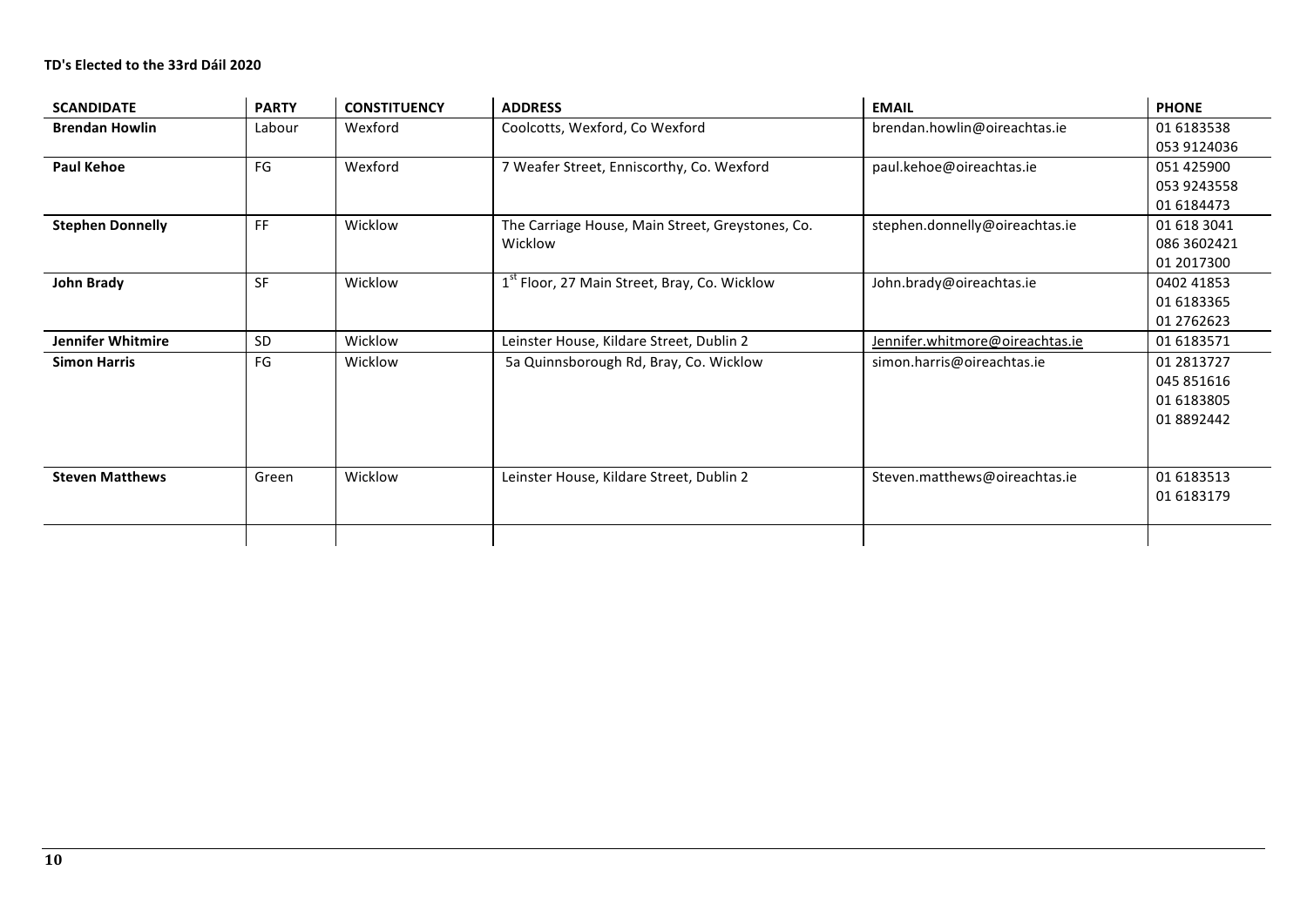**TD's Elected to the 33rd Dáil 2020**

| SCANDIDATE | PARTY | CONSTITUENCY | ADDRESS | EMAIL | PHONE |
|---|---|---|---|---|---|
| **Brendan Howlin** | Labour | Wexford | Coolcotts, Wexford, Co Wexford | brendan.howlin@oireachtas.ie | 01 6183538<br>053 9124036 |
| **Paul Kehoe** | FG | Wexford | 7 Weafer Street, Enniscorthy, Co. Wexford | paul.kehoe@oireachtas.ie | 051 425900<br>053 9243558<br>01 6184473 |
| **Stephen Donnelly** | FF | Wicklow | The Carriage House, Main Street, Greystones, Co. Wicklow | stephen.donnelly@oireachtas.ie | 01 618 3041<br>086 3602421<br>01 2017300 |
| **John Brady** | SF | Wicklow | 1st Floor, 27 Main Street, Bray, Co. Wicklow | John.brady@oireachtas.ie | 0402 41853<br>01 6183365<br>01 2762623 |
| **Jennifer Whitmire** | SD | Wicklow | Leinster House, Kildare Street, Dublin 2 | Jennifer.whitmore@oireachtas.ie | 01 6183571 |
| **Simon Harris** | FG | Wicklow | 5a Quinnsborough Rd, Bray, Co. Wicklow | simon.harris@oireachtas.ie | 01 2813727<br>045 851616<br>01 6183805<br>01 8892442 |
| **Steven Matthews** | Green | Wicklow | Leinster House, Kildare Street, Dublin 2 | Steven.matthews@oireachtas.ie | 01 6183513<br>01 6183179 |
| | | | | | |